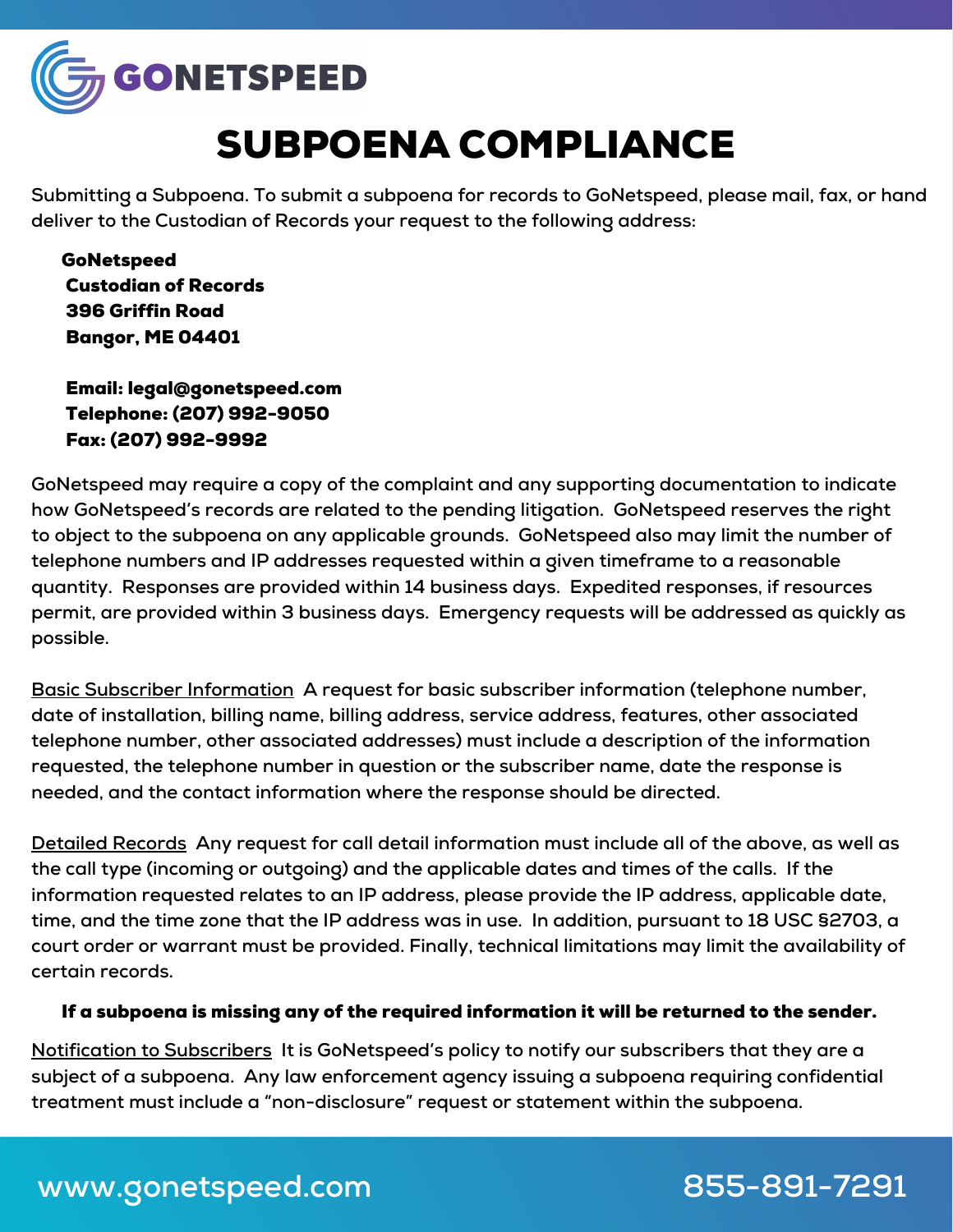**GONETSPEED**

# SUBPOENA COMPLIANCE

**Submitting a Subpoena. To submit a subpoena for records to GoNetspeed, please mail, fax, or hand deliver to the Custodian of Records your request to the following address:**

**GoNetspeed**
**Custodian of Records**
**396 Griffin Road**
**Bangor, ME 04401**

**Email: legal@gonetspeed.com**
**Telephone: (207) 992-9050**
**Fax: (207) 992-9992**

GoNetspeed may require a copy of the complaint and any supporting documentation to indicate how GoNetspeed's records are related to the pending litigation. GoNetspeed reserves the right to object to the subpoena on any applicable grounds. GoNetspeed also may limit the number of telephone numbers and IP addresses requested within a given timeframe to a reasonable quantity. Responses are provided within 14 business days. Expedited responses, if resources permit, are provided within 3 business days. Emergency requests will be addressed as quickly as possible.

<u>Basic Subscriber Information</u> A request for basic subscriber information (telephone number, date of installation, billing name, billing address, service address, features, other associated telephone number, other associated addresses) must include a description of the information requested, the telephone number in question or the subscriber name, date the response is needed, and the contact information where the response should be directed.

<u>Detailed Records</u> Any request for call detail information must include all of the above, as well as the call type (incoming or outgoing) and the applicable dates and times of the calls. If the information requested relates to an IP address, please provide the IP address, applicable date, time, and the time zone that the IP address was in use. In addition, pursuant to 18 USC §2703, a court order or warrant must be provided. Finally, technical limitations may limit the availability of certain records.

**If a subpoena is missing any of the required information it will be returned to the sender.**

<u>Notification to Subscribers</u> It is GoNetspeed's policy to notify our subscribers that they are a subject of a subpoena. Any law enforcement agency issuing a subpoena requiring confidential treatment must include a "non-disclosure" request or statement within the subpoena.

www.gonetspeed.com 855-891-7291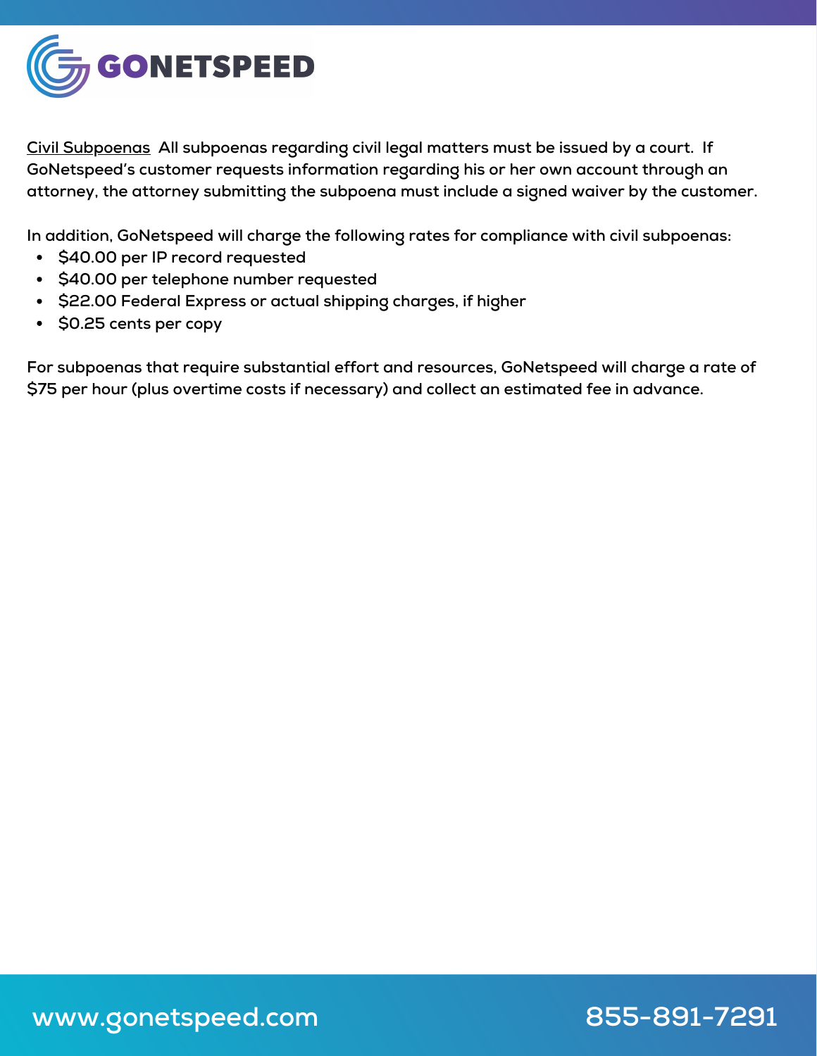Civil Subpoenas  All subpoenas regarding civil legal matters must be issued by a court.  If GoNetspeed's customer requests information regarding his or her own account through an attorney, the attorney submitting the subpoena must include a signed waiver by the customer.

In addition, GoNetspeed will charge the following rates for compliance with civil subpoenas:

- $40.00 per IP record requested
- $40.00 per telephone number requested
- $22.00 Federal Express or actual shipping charges, if higher
- $0.25 cents per copy

For subpoenas that require substantial effort and resources, GoNetspeed will charge a rate of $75 per hour (plus overtime costs if necessary) and collect an estimated fee in advance.